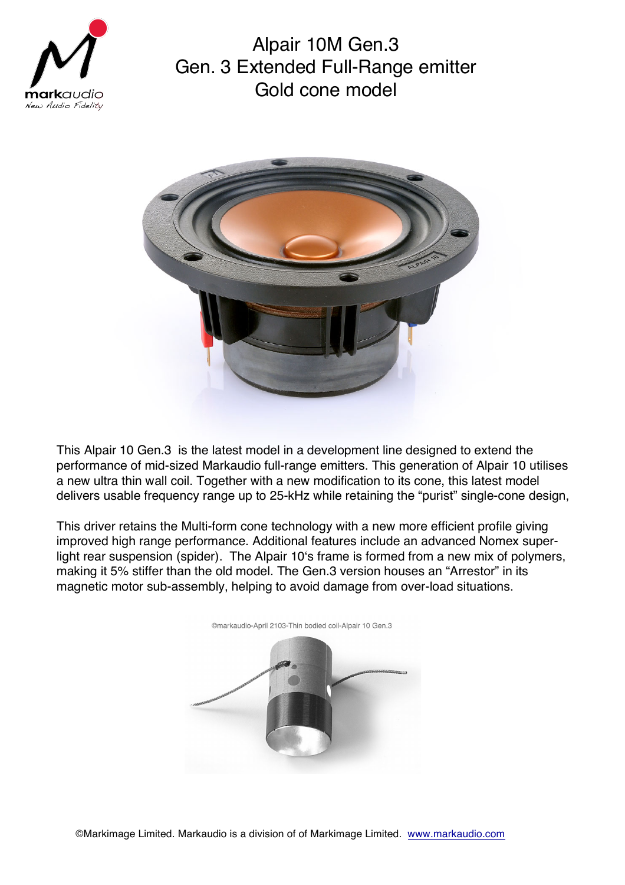# Alpair 10M Gen.3
# Gen. 3 Extended Full-Range emitter
# Gold cone model

This Alpair 10 Gen.3 is the latest model in a development line designed to extend the performance of mid-sized Markaudio full-range emitters. This generation of Alpair 10 utilises a new ultra thin wall coil. Together with a new modification to its cone, this latest model delivers usable frequency range up to 25-kHz while retaining the "purist" single-cone design,

This driver retains the Multi-form cone technology with a new more efficient profile giving improved high range performance. Additional features include an advanced Nomex super-light rear suspension (spider). The Alpair 10's frame is formed from a new mix of polymers, making it 5% stiffer than the old model. The Gen.3 version houses an "Arrestor" in its magnetic motor sub-assembly, helping to avoid damage from over-load situations.

©markaudio-April 2103-Thin bodied coil-Alpair 10 Gen.3

©Markimage Limited. Markaudio is a division of of Markimage Limited. www.markaudio.com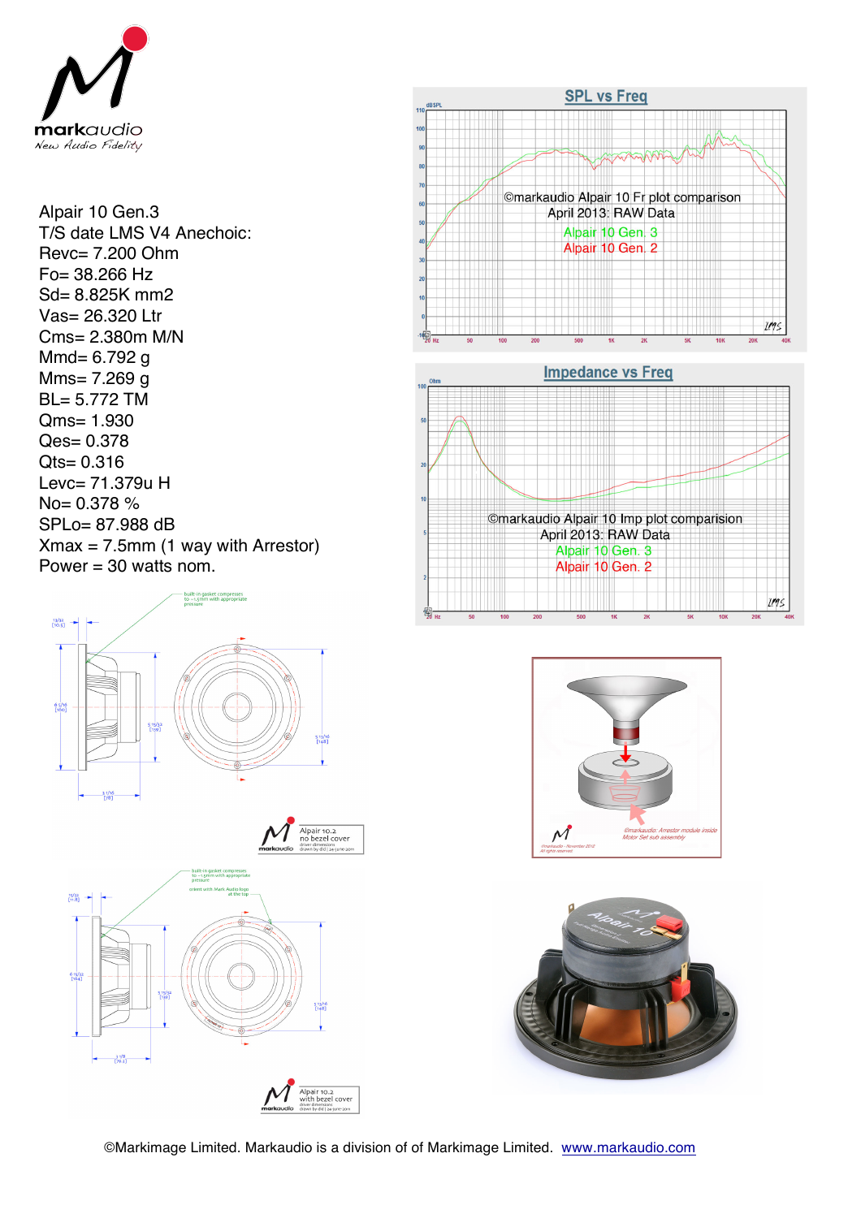markaudio
New Audio Fidelity

Alpair 10 Gen.3
T/S date LMS V4 Anechoic:
Revc= 7.200 Ohm
Fo= 38.266 Hz
Sd= 8.825K mm2
Vas= 26.320 Ltr
Cms= 2.380m M/N
Mmd= 6.792 g
Mms= 7.269 g
BL= 5.772 TM
Qms= 1.930
Qes= 0.378
Qts= 0.316
Levc= 71.379u H
No= 0.378 %
SPLo= 87.988 dB
Xmax = 7.5mm (1 way with Arrestor)
Power = 30 watts nom.

SPL vs Freq

©markaudio Alpair 10 Fr plot comparison
April 2013: RAW Data
Alpair 10 Gen. 3
Alpair 10 Gen. 2

Impedance vs Freq

©markaudio Alpair 10 Imp plot comparision
April 2013: RAW Data
Alpair 10 Gen. 3
Alpair 10 Gen. 2

Alpair 10.2
no bezel cover

Alpair 10.2
with bezel cover

©markaudio: Arrestor module inside Motor Set sub assembly

©Markimage Limited. Markaudio is a division of of Markimage Limited. www.markaudio.com